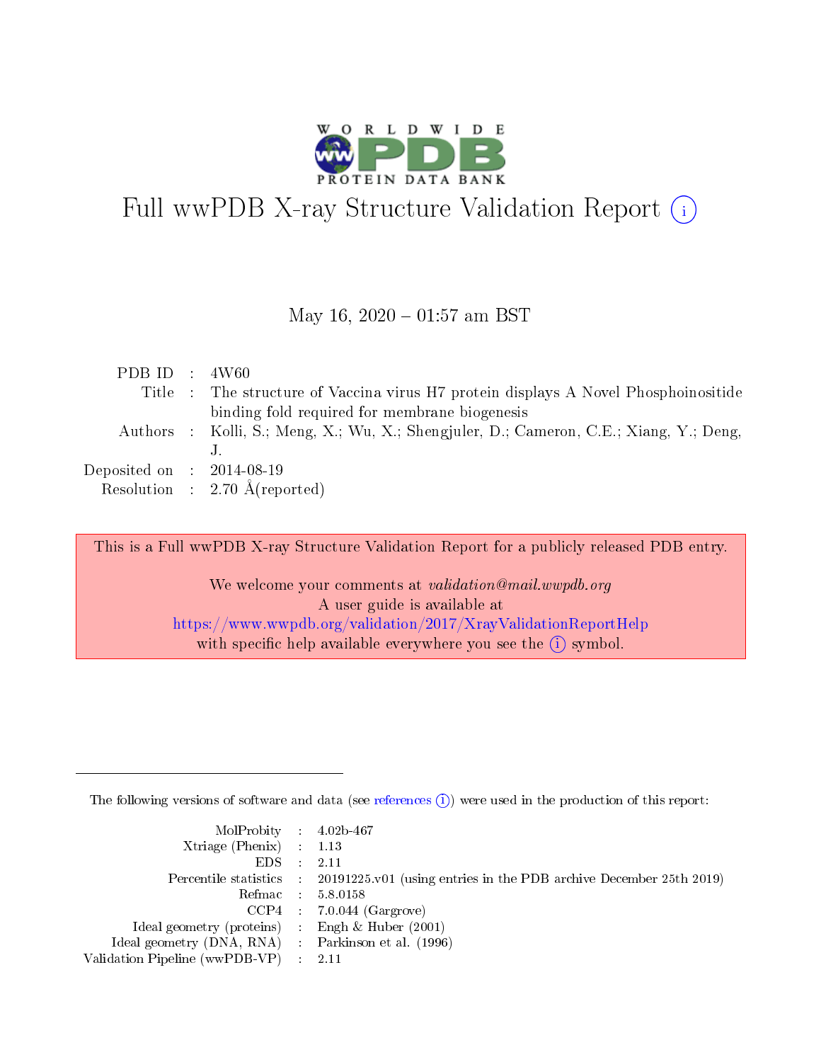# Full wwPDB X-ray Structure Validation Report (i)

May 16, 2020 – 01:57 am BST

| | | |
|---|---|---|
| PDB ID | : | 4W60 |
| Title | : | The structure of Vaccina virus H7 protein displays A Novel Phosphoinositide binding fold required for membrane biogenesis |
| Authors | : | Kolli, S.; Meng, X.; Wu, X.; Shengjuler, D.; Cameron, C.E.; Xiang, Y.; Deng, J. |
| Deposited on | : | 2014-08-19 |
| Resolution | : | 2.70 Å(reported) |

This is a Full wwPDB X-ray Structure Validation Report for a publicly released PDB entry.

We welcome your comments at *validation@mail.wwpdb.org*
A user guide is available at
https://www.wwpdb.org/validation/2017/XrayValidationReportHelp
with specific help available everywhere you see the (i) symbol.

---

The following versions of software and data (see references (i)) were used in the production of this report:

| | | |
|---|---|---|
| MolProbity | : | 4.02b-467 |
| Xtriage (Phenix) | : | 1.13 |
| EDS | : | 2.11 |
| Percentile statistics | : | 20191225.v01 (using entries in the PDB archive December 25th 2019) |
| Refmac | : | 5.8.0158 |
| CCP4 | : | 7.0.044 (Gargrove) |
| Ideal geometry (proteins) | : | Engh & Huber (2001) |
| Ideal geometry (DNA, RNA) | : | Parkinson et al. (1996) |
| Validation Pipeline (wwPDB-VP) | : | 2.11 |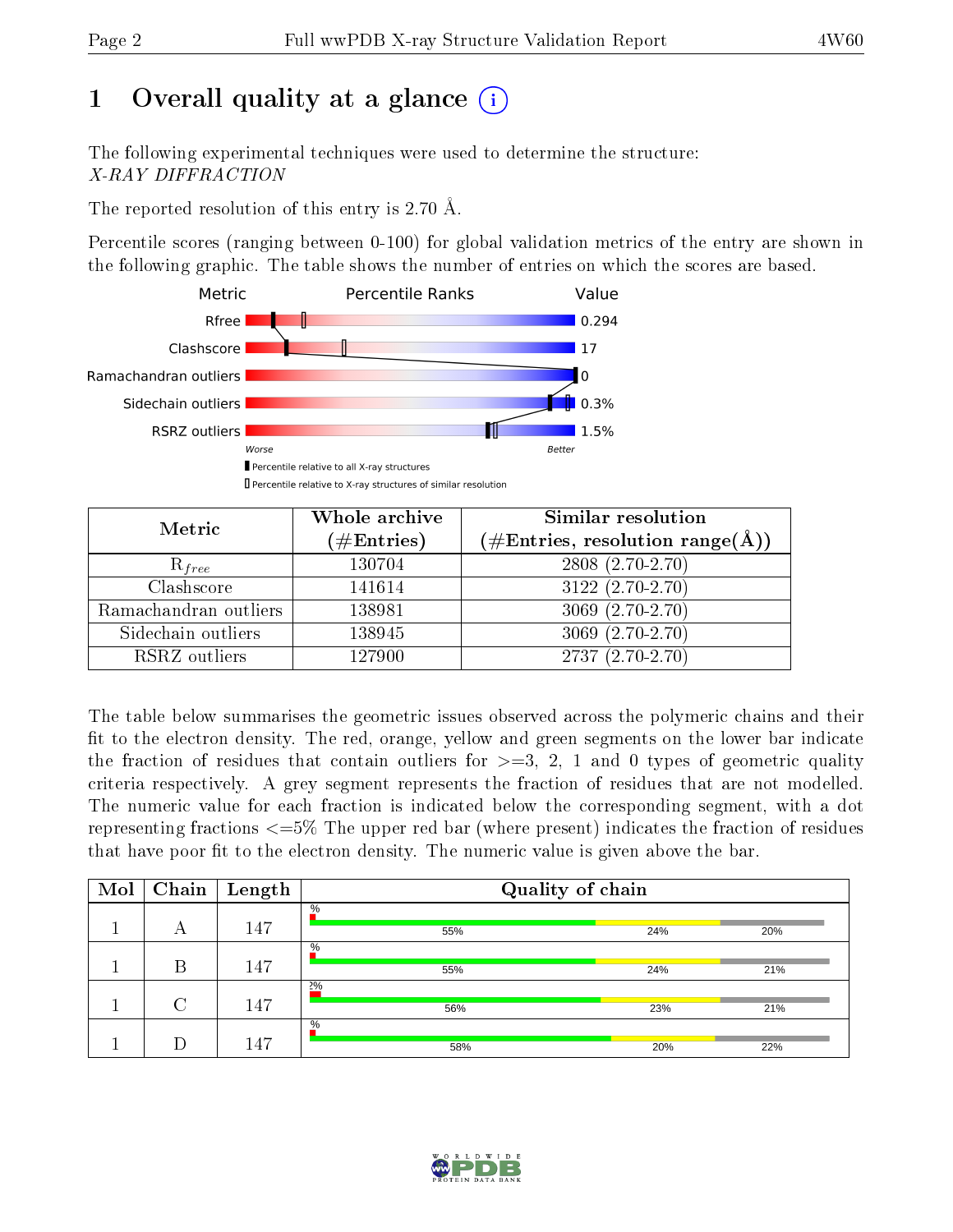# 1 Overall quality at a glance (i)

The following experimental techniques were used to determine the structure:
*X-RAY DIFFRACTION*

The reported resolution of this entry is 2.70 Å.

Percentile scores (ranging between 0-100) for global validation metrics of the entry are shown in the following graphic. The table shows the number of entries on which the scores are based.

| Metric | Value |
|---|---|
| Rfree | 0.294 |
| Clashscore | 17 |
| Ramachandran outliers | 0 |
| Sidechain outliers | 0.3% |
| RSRZ outliers | 1.5% |

Worse — Better

■ Percentile relative to all X-ray structures
□ Percentile relative to X-ray structures of similar resolution

| Metric | Whole archive (#Entries) | Similar resolution (#Entries, resolution range(Å)) |
|---|---|---|
| $R_{free}$ | 130704 | 2808 (2.70-2.70) |
| Clashscore | 141614 | 3122 (2.70-2.70) |
| Ramachandran outliers | 138981 | 3069 (2.70-2.70) |
| Sidechain outliers | 138945 | 3069 (2.70-2.70) |
| RSRZ outliers | 127900 | 2737 (2.70-2.70) |

The table below summarises the geometric issues observed across the polymeric chains and their fit to the electron density. The red, orange, yellow and green segments on the lower bar indicate the fraction of residues that contain outliers for >=3, 2, 1 and 0 types of geometric quality criteria respectively. A grey segment represents the fraction of residues that are not modelled. The numeric value for each fraction is indicated below the corresponding segment, with a dot representing fractions <=5% The upper red bar (where present) indicates the fraction of residues that have poor fit to the electron density. The numeric value is given above the bar.

| Mol | Chain | Length | Quality of chain |
|---|---|---|---|
| 1 | A | 147 | % ; 55% ; 24% ; 20% |
| 1 | B | 147 | % ; 55% ; 24% ; 21% |
| 1 | C | 147 | 2% ; 56% ; 23% ; 21% |
| 1 | D | 147 | % ; 58% ; 20% ; 22% |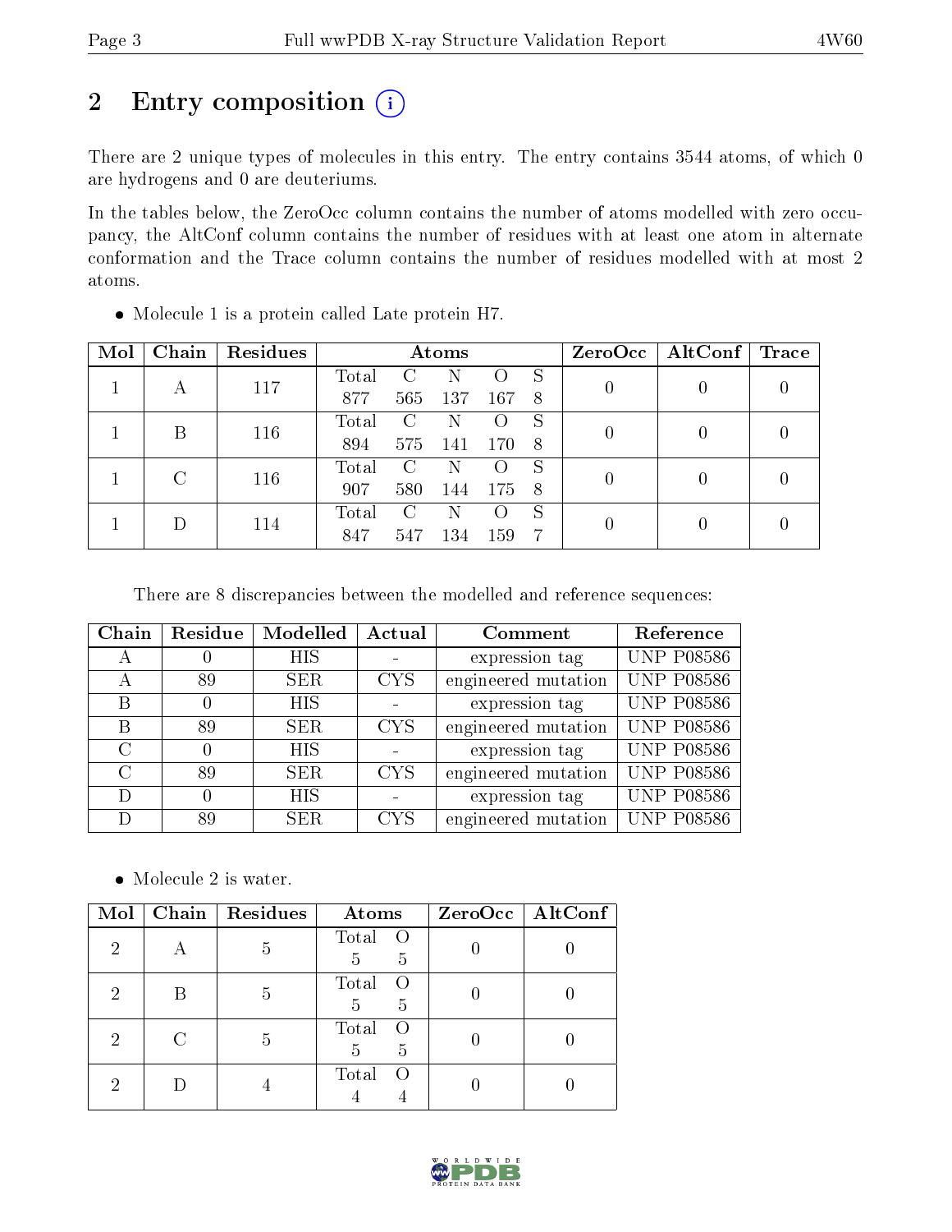# 2 Entry composition (i)

There are 2 unique types of molecules in this entry. The entry contains 3544 atoms, of which 0 are hydrogens and 0 are deuteriums.

In the tables below, the ZeroOcc column contains the number of atoms modelled with zero occupancy, the AltConf column contains the number of residues with at least one atom in alternate conformation and the Trace column contains the number of residues modelled with at most 2 atoms.

- Molecule 1 is a protein called Late protein H7.

| Mol | Chain | Residues | Atoms | | | | | ZeroOcc | AltConf | Trace |
|---|---|---|---|---|---|---|---|---|---|---|
| 1 | A | 117 | Total<br>877 | C<br>565 | N<br>137 | O<br>167 | S<br>8 | 0 | 0 | 0 |
| 1 | B | 116 | Total<br>894 | C<br>575 | N<br>141 | O<br>170 | S<br>8 | 0 | 0 | 0 |
| 1 | C | 116 | Total<br>907 | C<br>580 | N<br>144 | O<br>175 | S<br>8 | 0 | 0 | 0 |
| 1 | D | 114 | Total<br>847 | C<br>547 | N<br>134 | O<br>159 | S<br>7 | 0 | 0 | 0 |

There are 8 discrepancies between the modelled and reference sequences:

| Chain | Residue | Modelled | Actual | Comment | Reference |
|---|---|---|---|---|---|
| A | 0 | HIS | - | expression tag | UNP P08586 |
| A | 89 | SER | CYS | engineered mutation | UNP P08586 |
| B | 0 | HIS | - | expression tag | UNP P08586 |
| B | 89 | SER | CYS | engineered mutation | UNP P08586 |
| C | 0 | HIS | - | expression tag | UNP P08586 |
| C | 89 | SER | CYS | engineered mutation | UNP P08586 |
| D | 0 | HIS | - | expression tag | UNP P08586 |
| D | 89 | SER | CYS | engineered mutation | UNP P08586 |

- Molecule 2 is water.

| Mol | Chain | Residues | Atoms | | ZeroOcc | AltConf |
|---|---|---|---|---|---|---|
| 2 | A | 5 | Total<br>5 | O<br>5 | 0 | 0 |
| 2 | B | 5 | Total<br>5 | O<br>5 | 0 | 0 |
| 2 | C | 5 | Total<br>5 | O<br>5 | 0 | 0 |
| 2 | D | 4 | Total<br>4 | O<br>4 | 0 | 0 |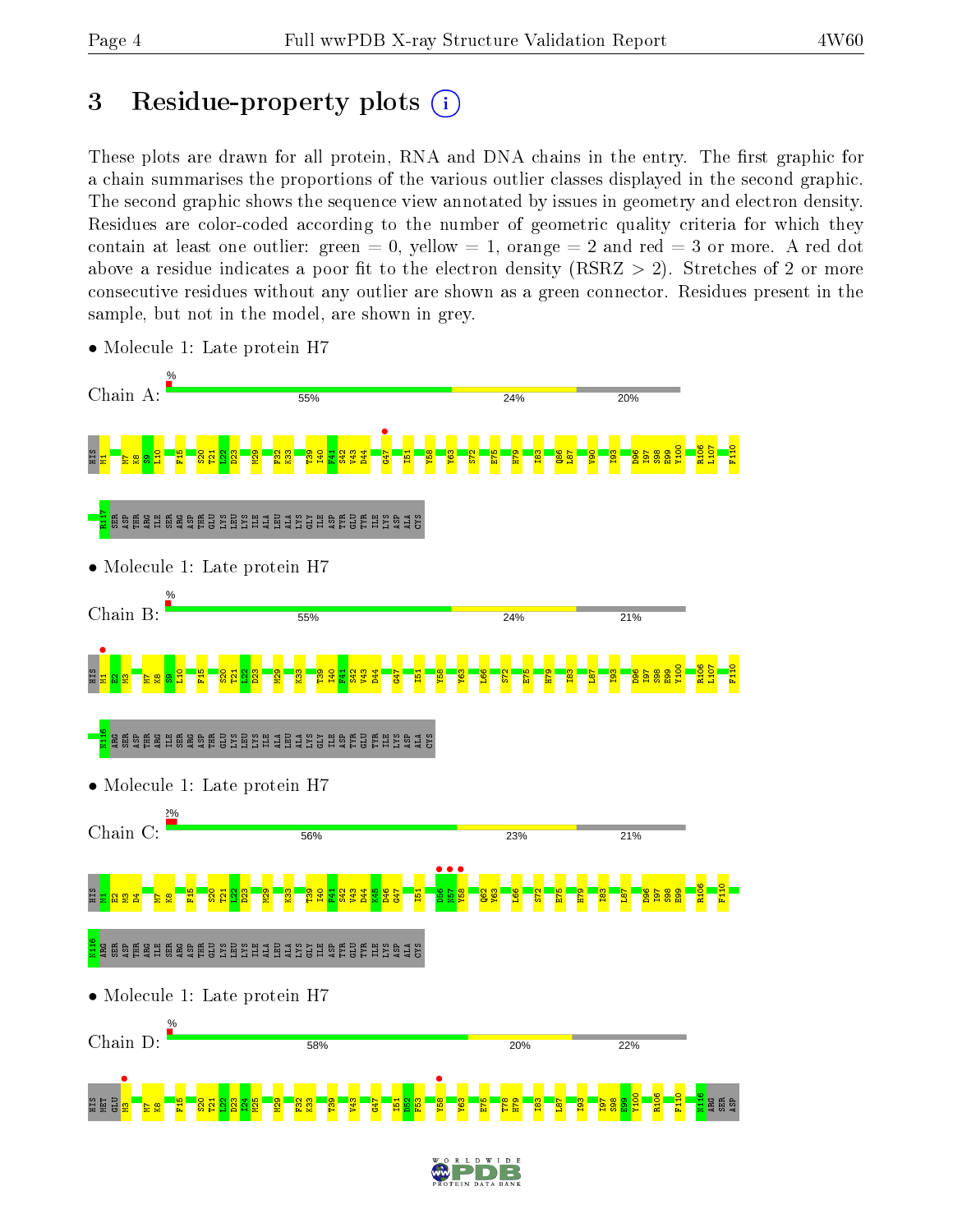# 3 Residue-property plots

These plots are drawn for all protein, RNA and DNA chains in the entry. The first graphic for a chain summarises the proportions of the various outlier classes displayed in the second graphic. The second graphic shows the sequence view annotated by issues in geometry and electron density. Residues are color-coded according to the number of geometric quality criteria for which they contain at least one outlier: green = 0, yellow = 1, orange = 2 and red = 3 or more. A red dot above a residue indicates a poor fit to the electron density (RSRZ > 2). Stretches of 2 or more consecutive residues without any outlier are shown as a green connector. Residues present in the sample, but not in the model, are shown in grey.

- Molecule 1: Late protein H7

Chain A: % 55% 24% 20%

HIS M1 M7 K8 S9 L10 F15 S20 T21 L22 D23 M29 F32 K33 T39 I40 F41 S42 V43 D44 G47 I51 Y58 Y63 S72 E75 H79 I83 Q86 L87 V90 I93 D96 I97 S98 E99 Y100 R106 L107 F110 R117 SER ASP THR ARG ILE SER ARG ASP THR GLU LYS LEU LYS ILE ALA LEU ALA LYS GLY ILE ASP TYR GLU TYR ILE LYS ASP ALA CYS

- Molecule 1: Late protein H7

Chain B: % 55% 24% 21%

HIS M1 E2 M3 M7 K8 S9 L10 F15 S20 T21 L22 D23 M29 K33 T39 I40 F41 S42 V43 D44 G47 I51 Y58 Y63 L66 S72 E75 H79 I83 L87 I93 D96 I97 S98 E99 Y100 R106 L107 F110 N116 ARG SER ASP THR ARG ILE SER ARG ASP THR GLU LYS LEU LYS ILE ALA LEU ALA LYS GLY ILE ASP TYR GLU TYR ILE LYS ASP ALA CYS

- Molecule 1: Late protein H7

Chain C: 2% 56% 23% 21%

HIS M1 E2 M3 D4 M7 K8 F15 S20 T21 L22 D23 M29 K33 T39 I40 F41 S42 V43 D44 K45 D46 G47 I51 D56 N57 Y58 Q62 Y63 L66 S72 E75 H79 I83 L87 D96 I97 S98 E99 R106 F110 N116 ARG SER ASP THR ARG ILE SER ARG ASP THR GLU LYS LEU LYS ILE ALA LEU ALA LYS GLY ILE ASP TYR GLU TYR ILE LYS ASP ALA CYS

- Molecule 1: Late protein H7

Chain D: % 58% 20% 22%

HIS MET GLU M3 M7 K8 F15 S20 T21 L22 D23 I24 M25 M29 F32 K33 T39 V43 G47 I51 D52 F53 Y58 Y63 E75 T78 H79 I83 L87 I93 I97 S98 E99 Y100 R106 F110 N116 ARG SER ASP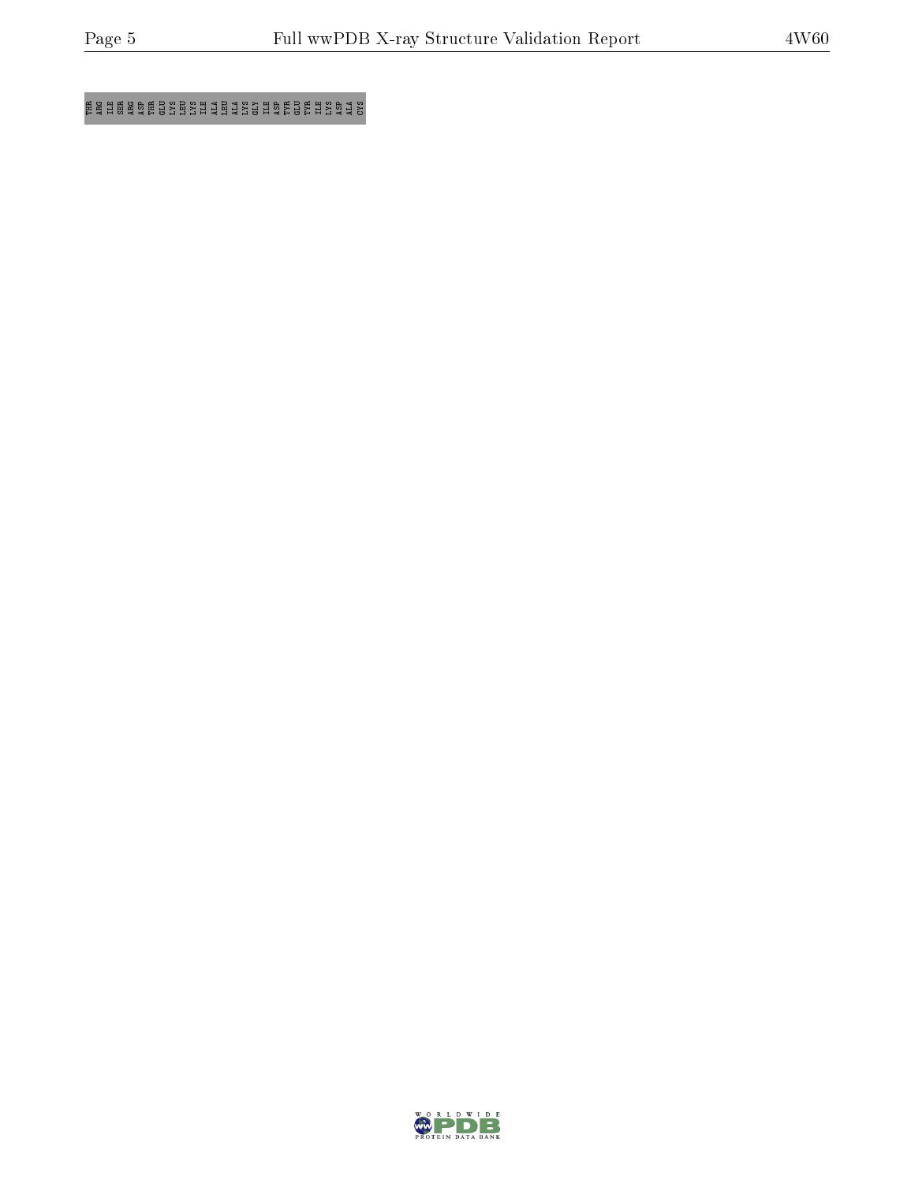THR ARG ILE SER ARG ASP THR GLU LYS LEU LYS ILE ALA LEU ALA LYS GLY ILE ASP TYR GLU TYR ILE LYS ASP ALA CYS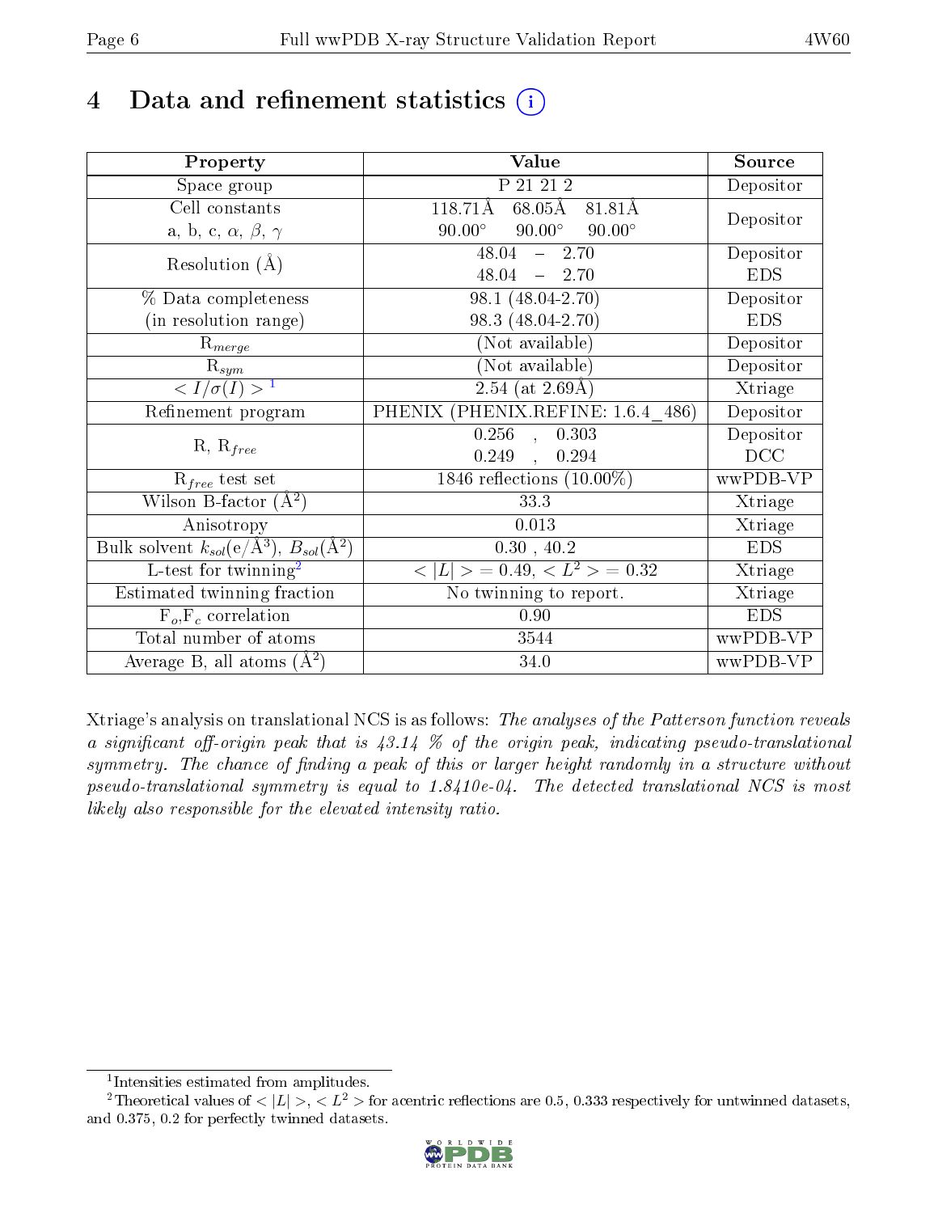# 4 Data and refinement statistics (i)

| Property | Value | Source |
|---|---|---|
| Space group | P 21 21 2 | Depositor |
| Cell constants<br>a, b, c, $\alpha$, $\beta$, $\gamma$ | 118.71Å 68.05Å 81.81Å<br>90.00° 90.00° 90.00° | Depositor |
| Resolution (Å) | 48.04 – 2.70<br>48.04 – 2.70 | Depositor<br>EDS |
| % Data completeness<br>(in resolution range) | 98.1 (48.04-2.70)<br>98.3 (48.04-2.70) | Depositor<br>EDS |
| $R_{merge}$ | (Not available) | Depositor |
| $R_{sym}$ | (Not available) | Depositor |
| $< I/\sigma(I) >$ [1] | 2.54 (at 2.69Å) | Xtriage |
| Refinement program | PHENIX (PHENIX.REFINE: 1.6.4_486) | Depositor |
| R, $R_{free}$ | 0.256 , 0.303<br>0.249 , 0.294 | Depositor<br>DCC |
| $R_{free}$ test set | 1846 reflections (10.00%) | wwPDB-VP |
| Wilson B-factor (Å$^2$) | 33.3 | Xtriage |
| Anisotropy | 0.013 | Xtriage |
| Bulk solvent $k_{sol}$(e/Å$^3$), $B_{sol}$(Å$^2$) | 0.30 , 40.2 | EDS |
| L-test for twinning[2] | $< \|L\| >$ = 0.49, $< L^2 >$ = 0.32 | Xtriage |
| Estimated twinning fraction | No twinning to report. | Xtriage |
| $F_o$,$F_c$ correlation | 0.90 | EDS |
| Total number of atoms | 3544 | wwPDB-VP |
| Average B, all atoms (Å$^2$) | 34.0 | wwPDB-VP |

Xtriage's analysis on translational NCS is as follows: *The analyses of the Patterson function reveals a significant off-origin peak that is 43.14 % of the origin peak, indicating pseudo-translational symmetry. The chance of finding a peak of this or larger height randomly in a structure without pseudo-translational symmetry is equal to 1.8410e-04. The detected translational NCS is most likely also responsible for the elevated intensity ratio.*

[1] Intensities estimated from amplitudes.

[2] Theoretical values of $< |L| >$, $< L^2 >$ for acentric reflections are 0.5, 0.333 respectively for untwinned datasets, and 0.375, 0.2 for perfectly twinned datasets.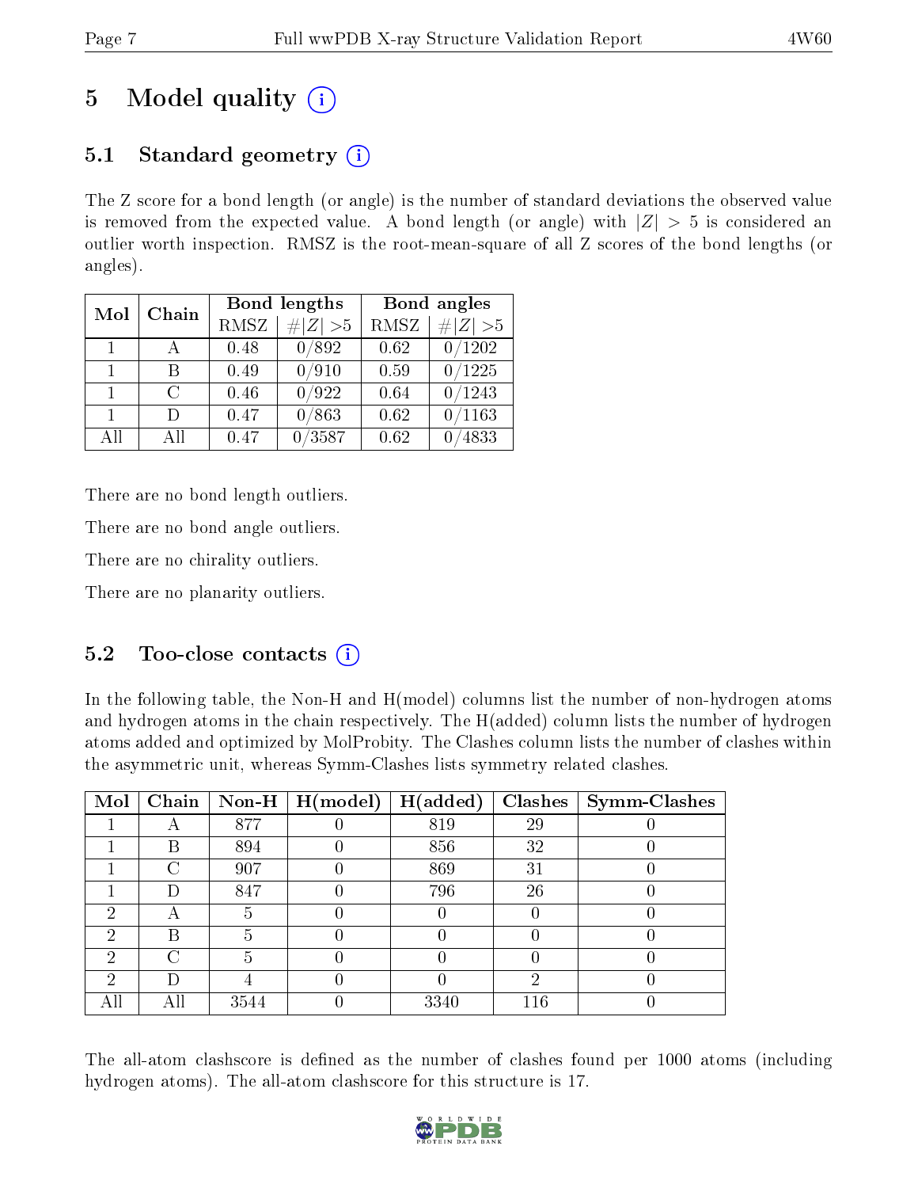# 5 Model quality

## 5.1 Standard geometry

The Z score for a bond length (or angle) is the number of standard deviations the observed value is removed from the expected value. A bond length (or angle) with $|Z| > 5$ is considered an outlier worth inspection. RMSZ is the root-mean-square of all Z scores of the bond lengths (or angles).

| Mol | Chain | Bond lengths | | Bond angles | |
|---|---|---|---|---|---|
| | | RMSZ | #$\|Z\|$ >5 | RMSZ | #$\|Z\|$ >5 |
| 1 | A | 0.48 | 0/892 | 0.62 | 0/1202 |
| 1 | B | 0.49 | 0/910 | 0.59 | 0/1225 |
| 1 | C | 0.46 | 0/922 | 0.64 | 0/1243 |
| 1 | D | 0.47 | 0/863 | 0.62 | 0/1163 |
| All | All | 0.47 | 0/3587 | 0.62 | 0/4833 |

There are no bond length outliers.

There are no bond angle outliers.

There are no chirality outliers.

There are no planarity outliers.

## 5.2 Too-close contacts

In the following table, the Non-H and H(model) columns list the number of non-hydrogen atoms and hydrogen atoms in the chain respectively. The H(added) column lists the number of hydrogen atoms added and optimized by MolProbity. The Clashes column lists the number of clashes within the asymmetric unit, whereas Symm-Clashes lists symmetry related clashes.

| Mol | Chain | Non-H | H(model) | H(added) | Clashes | Symm-Clashes |
|---|---|---|---|---|---|---|
| 1 | A | 877 | 0 | 819 | 29 | 0 |
| 1 | B | 894 | 0 | 856 | 32 | 0 |
| 1 | C | 907 | 0 | 869 | 31 | 0 |
| 1 | D | 847 | 0 | 796 | 26 | 0 |
| 2 | A | 5 | 0 | 0 | 0 | 0 |
| 2 | B | 5 | 0 | 0 | 0 | 0 |
| 2 | C | 5 | 0 | 0 | 0 | 0 |
| 2 | D | 4 | 0 | 0 | 2 | 0 |
| All | All | 3544 | 0 | 3340 | 116 | 0 |

The all-atom clashscore is defined as the number of clashes found per 1000 atoms (including hydrogen atoms). The all-atom clashscore for this structure is 17.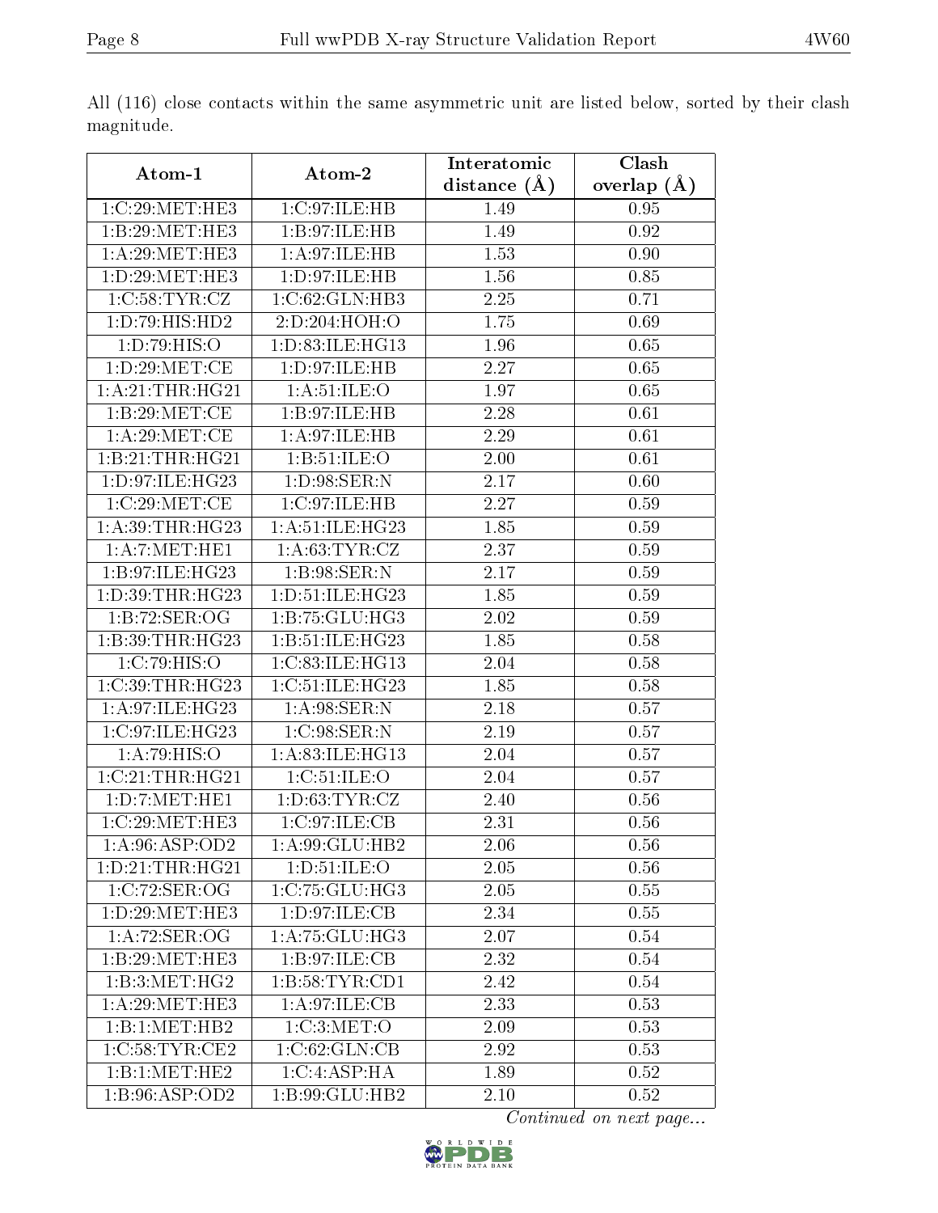All (116) close contacts within the same asymmetric unit are listed below, sorted by their clash magnitude.

| Atom-1 | Atom-2 | Interatomic distance (Å) | Clash overlap (Å) |
|---|---|---|---|
| 1:C:29:MET:HE3 | 1:C:97:ILE:HB | 1.49 | 0.95 |
| 1:B:29:MET:HE3 | 1:B:97:ILE:HB | 1.49 | 0.92 |
| 1:A:29:MET:HE3 | 1:A:97:ILE:HB | 1.53 | 0.90 |
| 1:D:29:MET:HE3 | 1:D:97:ILE:HB | 1.56 | 0.85 |
| 1:C:58:TYR:CZ | 1:C:62:GLN:HB3 | 2.25 | 0.71 |
| 1:D:79:HIS:HD2 | 2:D:204:HOH:O | 1.75 | 0.69 |
| 1:D:79:HIS:O | 1:D:83:ILE:HG13 | 1.96 | 0.65 |
| 1:D:29:MET:CE | 1:D:97:ILE:HB | 2.27 | 0.65 |
| 1:A:21:THR:HG21 | 1:A:51:ILE:O | 1.97 | 0.65 |
| 1:B:29:MET:CE | 1:B:97:ILE:HB | 2.28 | 0.61 |
| 1:A:29:MET:CE | 1:A:97:ILE:HB | 2.29 | 0.61 |
| 1:B:21:THR:HG21 | 1:B:51:ILE:O | 2.00 | 0.61 |
| 1:D:97:ILE:HG23 | 1:D:98:SER:N | 2.17 | 0.60 |
| 1:C:29:MET:CE | 1:C:97:ILE:HB | 2.27 | 0.59 |
| 1:A:39:THR:HG23 | 1:A:51:ILE:HG23 | 1.85 | 0.59 |
| 1:A:7:MET:HE1 | 1:A:63:TYR:CZ | 2.37 | 0.59 |
| 1:B:97:ILE:HG23 | 1:B:98:SER:N | 2.17 | 0.59 |
| 1:D:39:THR:HG23 | 1:D:51:ILE:HG23 | 1.85 | 0.59 |
| 1:B:72:SER:OG | 1:B:75:GLU:HG3 | 2.02 | 0.59 |
| 1:B:39:THR:HG23 | 1:B:51:ILE:HG23 | 1.85 | 0.58 |
| 1:C:79:HIS:O | 1:C:83:ILE:HG13 | 2.04 | 0.58 |
| 1:C:39:THR:HG23 | 1:C:51:ILE:HG23 | 1.85 | 0.58 |
| 1:A:97:ILE:HG23 | 1:A:98:SER:N | 2.18 | 0.57 |
| 1:C:97:ILE:HG23 | 1:C:98:SER:N | 2.19 | 0.57 |
| 1:A:79:HIS:O | 1:A:83:ILE:HG13 | 2.04 | 0.57 |
| 1:C:21:THR:HG21 | 1:C:51:ILE:O | 2.04 | 0.57 |
| 1:D:7:MET:HE1 | 1:D:63:TYR:CZ | 2.40 | 0.56 |
| 1:C:29:MET:HE3 | 1:C:97:ILE:CB | 2.31 | 0.56 |
| 1:A:96:ASP:OD2 | 1:A:99:GLU:HB2 | 2.06 | 0.56 |
| 1:D:21:THR:HG21 | 1:D:51:ILE:O | 2.05 | 0.56 |
| 1:C:72:SER:OG | 1:C:75:GLU:HG3 | 2.05 | 0.55 |
| 1:D:29:MET:HE3 | 1:D:97:ILE:CB | 2.34 | 0.55 |
| 1:A:72:SER:OG | 1:A:75:GLU:HG3 | 2.07 | 0.54 |
| 1:B:29:MET:HE3 | 1:B:97:ILE:CB | 2.32 | 0.54 |
| 1:B:3:MET:HG2 | 1:B:58:TYR:CD1 | 2.42 | 0.54 |
| 1:A:29:MET:HE3 | 1:A:97:ILE:CB | 2.33 | 0.53 |
| 1:B:1:MET:HB2 | 1:C:3:MET:O | 2.09 | 0.53 |
| 1:C:58:TYR:CE2 | 1:C:62:GLN:CB | 2.92 | 0.53 |
| 1:B:1:MET:HE2 | 1:C:4:ASP:HA | 1.89 | 0.52 |
| 1:B:96:ASP:OD2 | 1:B:99:GLU:HB2 | 2.10 | 0.52 |

*Continued on next page...*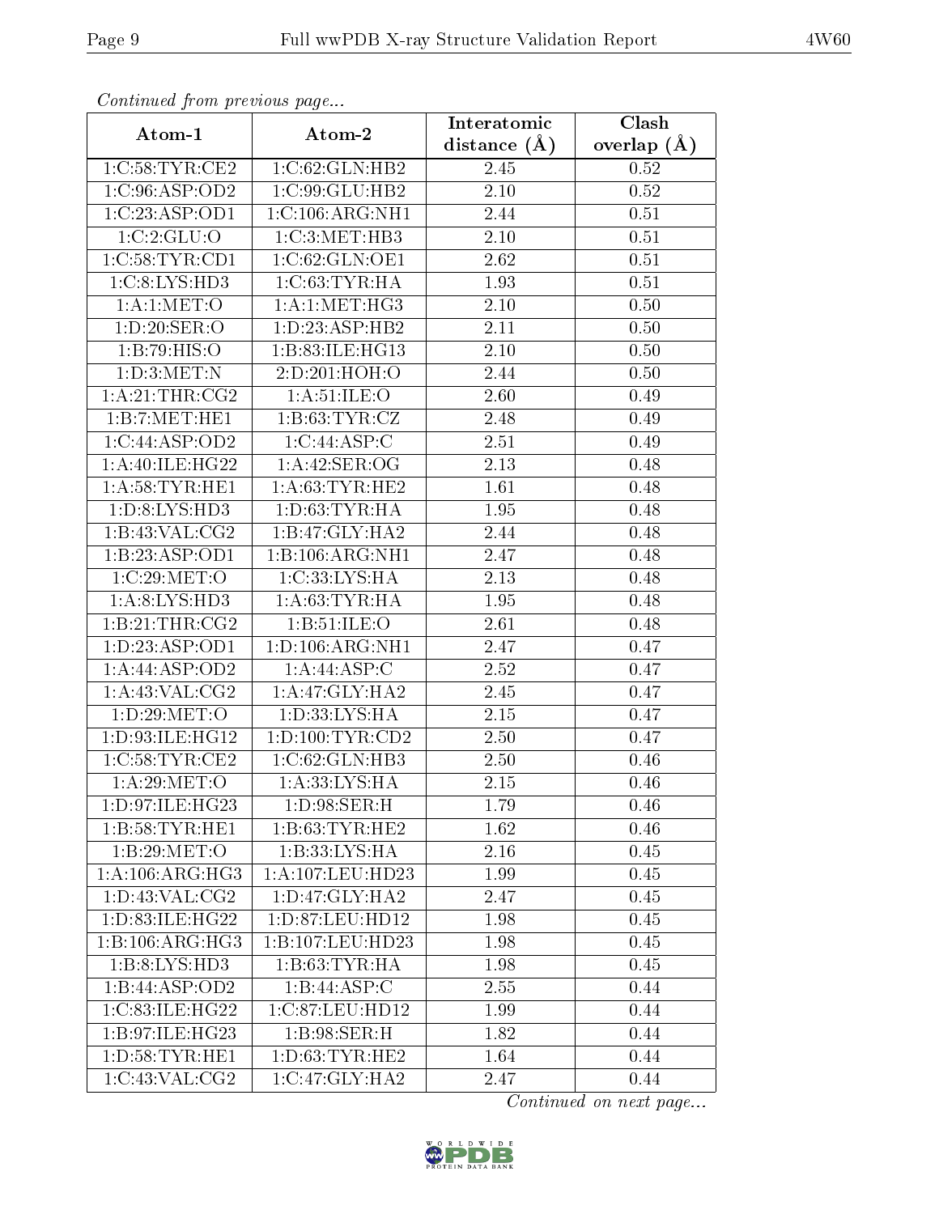*Continued from previous page...*

| Atom-1 | Atom-2 | Interatomic distance (Å) | Clash overlap (Å) |
|---|---|---|---|
| 1:C:58:TYR:CE2 | 1:C:62:GLN:HB2 | 2.45 | 0.52 |
| 1:C:96:ASP:OD2 | 1:C:99:GLU:HB2 | 2.10 | 0.52 |
| 1:C:23:ASP:OD1 | 1:C:106:ARG:NH1 | 2.44 | 0.51 |
| 1:C:2:GLU:O | 1:C:3:MET:HB3 | 2.10 | 0.51 |
| 1:C:58:TYR:CD1 | 1:C:62:GLN:OE1 | 2.62 | 0.51 |
| 1:C:8:LYS:HD3 | 1:C:63:TYR:HA | 1.93 | 0.51 |
| 1:A:1:MET:O | 1:A:1:MET:HG3 | 2.10 | 0.50 |
| 1:D:20:SER:O | 1:D:23:ASP:HB2 | 2.11 | 0.50 |
| 1:B:79:HIS:O | 1:B:83:ILE:HG13 | 2.10 | 0.50 |
| 1:D:3:MET:N | 2:D:201:HOH:O | 2.44 | 0.50 |
| 1:A:21:THR:CG2 | 1:A:51:ILE:O | 2.60 | 0.49 |
| 1:B:7:MET:HE1 | 1:B:63:TYR:CZ | 2.48 | 0.49 |
| 1:C:44:ASP:OD2 | 1:C:44:ASP:C | 2.51 | 0.49 |
| 1:A:40:ILE:HG22 | 1:A:42:SER:OG | 2.13 | 0.48 |
| 1:A:58:TYR:HE1 | 1:A:63:TYR:HE2 | 1.61 | 0.48 |
| 1:D:8:LYS:HD3 | 1:D:63:TYR:HA | 1.95 | 0.48 |
| 1:B:43:VAL:CG2 | 1:B:47:GLY:HA2 | 2.44 | 0.48 |
| 1:B:23:ASP:OD1 | 1:B:106:ARG:NH1 | 2.47 | 0.48 |
| 1:C:29:MET:O | 1:C:33:LYS:HA | 2.13 | 0.48 |
| 1:A:8:LYS:HD3 | 1:A:63:TYR:HA | 1.95 | 0.48 |
| 1:B:21:THR:CG2 | 1:B:51:ILE:O | 2.61 | 0.48 |
| 1:D:23:ASP:OD1 | 1:D:106:ARG:NH1 | 2.47 | 0.47 |
| 1:A:44:ASP:OD2 | 1:A:44:ASP:C | 2.52 | 0.47 |
| 1:A:43:VAL:CG2 | 1:A:47:GLY:HA2 | 2.45 | 0.47 |
| 1:D:29:MET:O | 1:D:33:LYS:HA | 2.15 | 0.47 |
| 1:D:93:ILE:HG12 | 1:D:100:TYR:CD2 | 2.50 | 0.47 |
| 1:C:58:TYR:CE2 | 1:C:62:GLN:HB3 | 2.50 | 0.46 |
| 1:A:29:MET:O | 1:A:33:LYS:HA | 2.15 | 0.46 |
| 1:D:97:ILE:HG23 | 1:D:98:SER:H | 1.79 | 0.46 |
| 1:B:58:TYR:HE1 | 1:B:63:TYR:HE2 | 1.62 | 0.46 |
| 1:B:29:MET:O | 1:B:33:LYS:HA | 2.16 | 0.45 |
| 1:A:106:ARG:HG3 | 1:A:107:LEU:HD23 | 1.99 | 0.45 |
| 1:D:43:VAL:CG2 | 1:D:47:GLY:HA2 | 2.47 | 0.45 |
| 1:D:83:ILE:HG22 | 1:D:87:LEU:HD12 | 1.98 | 0.45 |
| 1:B:106:ARG:HG3 | 1:B:107:LEU:HD23 | 1.98 | 0.45 |
| 1:B:8:LYS:HD3 | 1:B:63:TYR:HA | 1.98 | 0.45 |
| 1:B:44:ASP:OD2 | 1:B:44:ASP:C | 2.55 | 0.44 |
| 1:C:83:ILE:HG22 | 1:C:87:LEU:HD12 | 1.99 | 0.44 |
| 1:B:97:ILE:HG23 | 1:B:98:SER:H | 1.82 | 0.44 |
| 1:D:58:TYR:HE1 | 1:D:63:TYR:HE2 | 1.64 | 0.44 |
| 1:C:43:VAL:CG2 | 1:C:47:GLY:HA2 | 2.47 | 0.44 |

*Continued on next page...*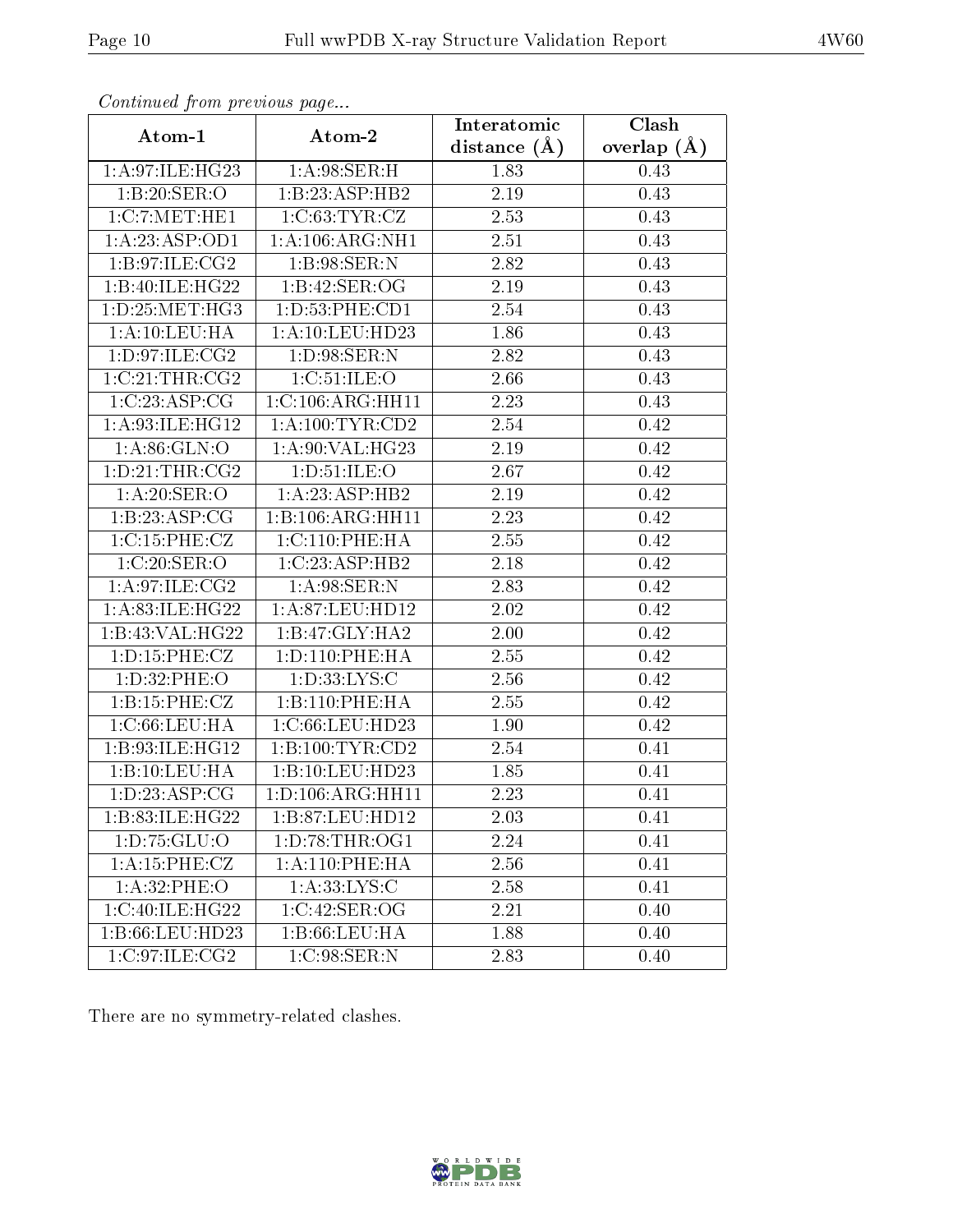*Continued from previous page...*

| Atom-1 | Atom-2 | Interatomic distance (Å) | Clash overlap (Å) |
|---|---|---|---|
| 1:A:97:ILE:HG23 | 1:A:98:SER:H | 1.83 | 0.43 |
| 1:B:20:SER:O | 1:B:23:ASP:HB2 | 2.19 | 0.43 |
| 1:C:7:MET:HE1 | 1:C:63:TYR:CZ | 2.53 | 0.43 |
| 1:A:23:ASP:OD1 | 1:A:106:ARG:NH1 | 2.51 | 0.43 |
| 1:B:97:ILE:CG2 | 1:B:98:SER:N | 2.82 | 0.43 |
| 1:B:40:ILE:HG22 | 1:B:42:SER:OG | 2.19 | 0.43 |
| 1:D:25:MET:HG3 | 1:D:53:PHE:CD1 | 2.54 | 0.43 |
| 1:A:10:LEU:HA | 1:A:10:LEU:HD23 | 1.86 | 0.43 |
| 1:D:97:ILE:CG2 | 1:D:98:SER:N | 2.82 | 0.43 |
| 1:C:21:THR:CG2 | 1:C:51:ILE:O | 2.66 | 0.43 |
| 1:C:23:ASP:CG | 1:C:106:ARG:HH11 | 2.23 | 0.43 |
| 1:A:93:ILE:HG12 | 1:A:100:TYR:CD2 | 2.54 | 0.42 |
| 1:A:86:GLN:O | 1:A:90:VAL:HG23 | 2.19 | 0.42 |
| 1:D:21:THR:CG2 | 1:D:51:ILE:O | 2.67 | 0.42 |
| 1:A:20:SER:O | 1:A:23:ASP:HB2 | 2.19 | 0.42 |
| 1:B:23:ASP:CG | 1:B:106:ARG:HH11 | 2.23 | 0.42 |
| 1:C:15:PHE:CZ | 1:C:110:PHE:HA | 2.55 | 0.42 |
| 1:C:20:SER:O | 1:C:23:ASP:HB2 | 2.18 | 0.42 |
| 1:A:97:ILE:CG2 | 1:A:98:SER:N | 2.83 | 0.42 |
| 1:A:83:ILE:HG22 | 1:A:87:LEU:HD12 | 2.02 | 0.42 |
| 1:B:43:VAL:HG22 | 1:B:47:GLY:HA2 | 2.00 | 0.42 |
| 1:D:15:PHE:CZ | 1:D:110:PHE:HA | 2.55 | 0.42 |
| 1:D:32:PHE:O | 1:D:33:LYS:C | 2.56 | 0.42 |
| 1:B:15:PHE:CZ | 1:B:110:PHE:HA | 2.55 | 0.42 |
| 1:C:66:LEU:HA | 1:C:66:LEU:HD23 | 1.90 | 0.42 |
| 1:B:93:ILE:HG12 | 1:B:100:TYR:CD2 | 2.54 | 0.41 |
| 1:B:10:LEU:HA | 1:B:10:LEU:HD23 | 1.85 | 0.41 |
| 1:D:23:ASP:CG | 1:D:106:ARG:HH11 | 2.23 | 0.41 |
| 1:B:83:ILE:HG22 | 1:B:87:LEU:HD12 | 2.03 | 0.41 |
| 1:D:75:GLU:O | 1:D:78:THR:OG1 | 2.24 | 0.41 |
| 1:A:15:PHE:CZ | 1:A:110:PHE:HA | 2.56 | 0.41 |
| 1:A:32:PHE:O | 1:A:33:LYS:C | 2.58 | 0.41 |
| 1:C:40:ILE:HG22 | 1:C:42:SER:OG | 2.21 | 0.40 |
| 1:B:66:LEU:HD23 | 1:B:66:LEU:HA | 1.88 | 0.40 |
| 1:C:97:ILE:CG2 | 1:C:98:SER:N | 2.83 | 0.40 |

There are no symmetry-related clashes.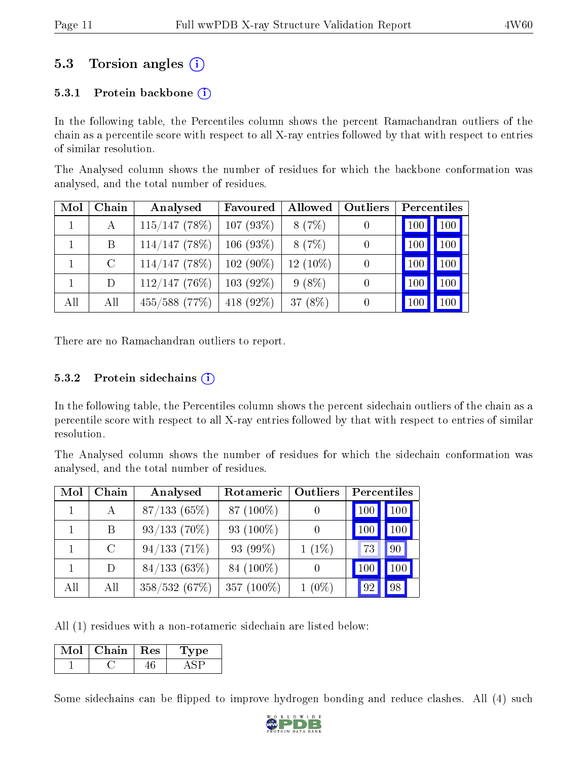## 5.3 Torsion angles (i)

### 5.3.1 Protein backbone (i)

In the following table, the Percentiles column shows the percent Ramachandran outliers of the chain as a percentile score with respect to all X-ray entries followed by that with respect to entries of similar resolution.

The Analysed column shows the number of residues for which the backbone conformation was analysed, and the total number of residues.

| Mol | Chain | Analysed | Favoured | Allowed | Outliers | Percentiles | |
|---|---|---|---|---|---|---|---|
| 1 | A | 115/147 (78%) | 107 (93%) | 8 (7%) | 0 | 100 | 100 |
| 1 | B | 114/147 (78%) | 106 (93%) | 8 (7%) | 0 | 100 | 100 |
| 1 | C | 114/147 (78%) | 102 (90%) | 12 (10%) | 0 | 100 | 100 |
| 1 | D | 112/147 (76%) | 103 (92%) | 9 (8%) | 0 | 100 | 100 |
| All | All | 455/588 (77%) | 418 (92%) | 37 (8%) | 0 | 100 | 100 |

There are no Ramachandran outliers to report.

### 5.3.2 Protein sidechains (i)

In the following table, the Percentiles column shows the percent sidechain outliers of the chain as a percentile score with respect to all X-ray entries followed by that with respect to entries of similar resolution.

The Analysed column shows the number of residues for which the sidechain conformation was analysed, and the total number of residues.

| Mol | Chain | Analysed | Rotameric | Outliers | Percentiles | |
|---|---|---|---|---|---|---|
| 1 | A | 87/133 (65%) | 87 (100%) | 0 | 100 | 100 |
| 1 | B | 93/133 (70%) | 93 (100%) | 0 | 100 | 100 |
| 1 | C | 94/133 (71%) | 93 (99%) | 1 (1%) | 73 | 90 |
| 1 | D | 84/133 (63%) | 84 (100%) | 0 | 100 | 100 |
| All | All | 358/532 (67%) | 357 (100%) | 1 (0%) | 92 | 98 |

All (1) residues with a non-rotameric sidechain are listed below:

| Mol | Chain | Res | Type |
|---|---|---|---|
| 1 | C | 46 | ASP |

Some sidechains can be flipped to improve hydrogen bonding and reduce clashes. All (4) such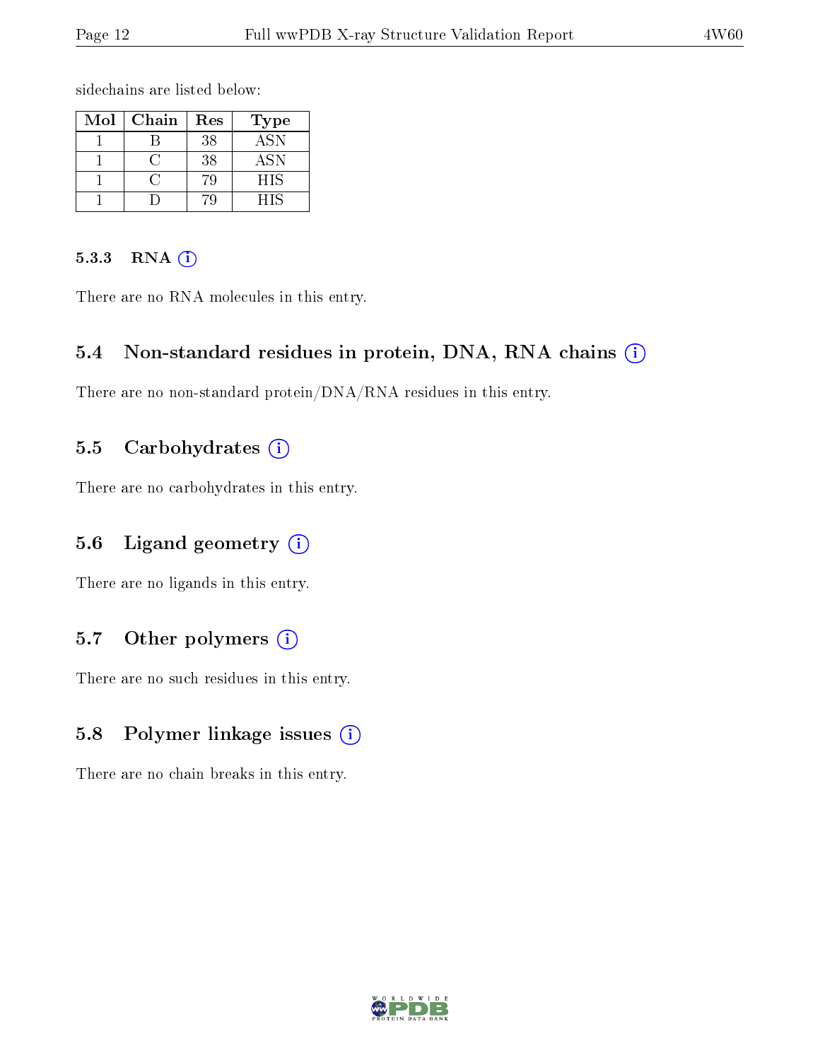sidechains are listed below:

| Mol | Chain | Res | Type |
|---|---|---|---|
| 1 | B | 38 | ASN |
| 1 | C | 38 | ASN |
| 1 | C | 79 | HIS |
| 1 | D | 79 | HIS |

#### 5.3.3 RNA

There are no RNA molecules in this entry.

### 5.4 Non-standard residues in protein, DNA, RNA chains

There are no non-standard protein/DNA/RNA residues in this entry.

### 5.5 Carbohydrates

There are no carbohydrates in this entry.

### 5.6 Ligand geometry

There are no ligands in this entry.

### 5.7 Other polymers

There are no such residues in this entry.

### 5.8 Polymer linkage issues

There are no chain breaks in this entry.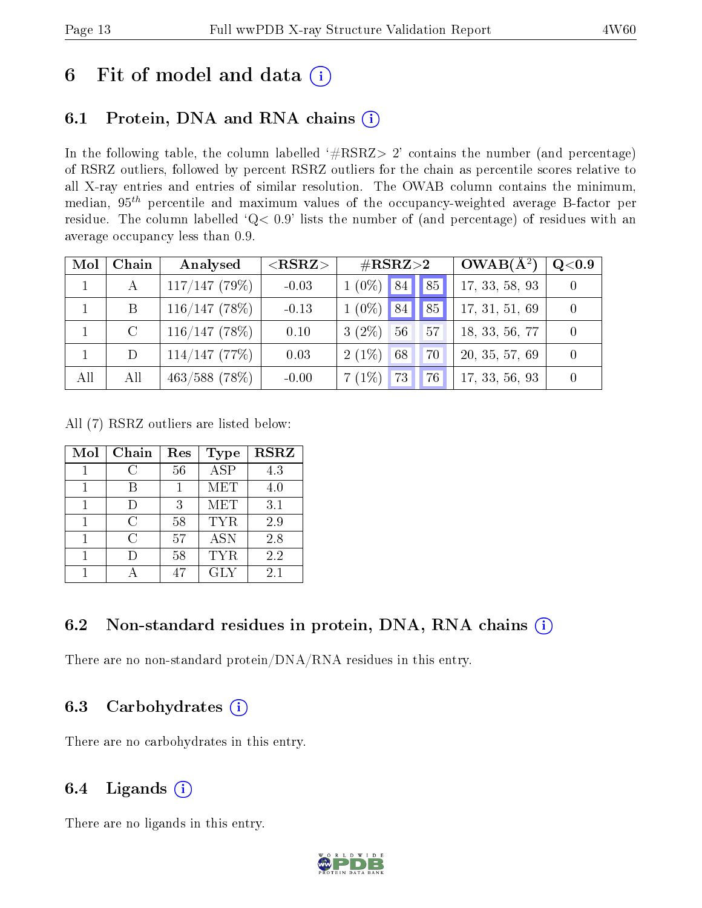# 6 Fit of model and data (i)

## 6.1 Protein, DNA and RNA chains (i)

In the following table, the column labelled '#RSRZ> 2' contains the number (and percentage) of RSRZ outliers, followed by percent RSRZ outliers for the chain as percentile scores relative to all X-ray entries and entries of similar resolution. The OWAB column contains the minimum, median, $95^{th}$ percentile and maximum values of the occupancy-weighted average B-factor per residue. The column labelled 'Q< 0.9' lists the number of (and percentage) of residues with an average occupancy less than 0.9.

| Mol | Chain | Analysed | <RSRZ> | #RSRZ>2 | | | OWAB(Å$^2$) | Q<0.9 |
|---|---|---|---|---|---|---|---|---|
| 1 | A | 117/147 (79%) | -0.03 | 1 (0%) | 84 | 85 | 17, 33, 58, 93 | 0 |
| 1 | B | 116/147 (78%) | -0.13 | 1 (0%) | 84 | 85 | 17, 31, 51, 69 | 0 |
| 1 | C | 116/147 (78%) | 0.10 | 3 (2%) | 56 | 57 | 18, 33, 56, 77 | 0 |
| 1 | D | 114/147 (77%) | 0.03 | 2 (1%) | 68 | 70 | 20, 35, 57, 69 | 0 |
| All | All | 463/588 (78%) | -0.00 | 7 (1%) | 73 | 76 | 17, 33, 56, 93 | 0 |

All (7) RSRZ outliers are listed below:

| Mol | Chain | Res | Type | RSRZ |
|---|---|---|---|---|
| 1 | C | 56 | ASP | 4.3 |
| 1 | B | 1 | MET | 4.0 |
| 1 | D | 3 | MET | 3.1 |
| 1 | C | 58 | TYR | 2.9 |
| 1 | C | 57 | ASN | 2.8 |
| 1 | D | 58 | TYR | 2.2 |
| 1 | A | 47 | GLY | 2.1 |

## 6.2 Non-standard residues in protein, DNA, RNA chains (i)

There are no non-standard protein/DNA/RNA residues in this entry.

## 6.3 Carbohydrates (i)

There are no carbohydrates in this entry.

## 6.4 Ligands (i)

There are no ligands in this entry.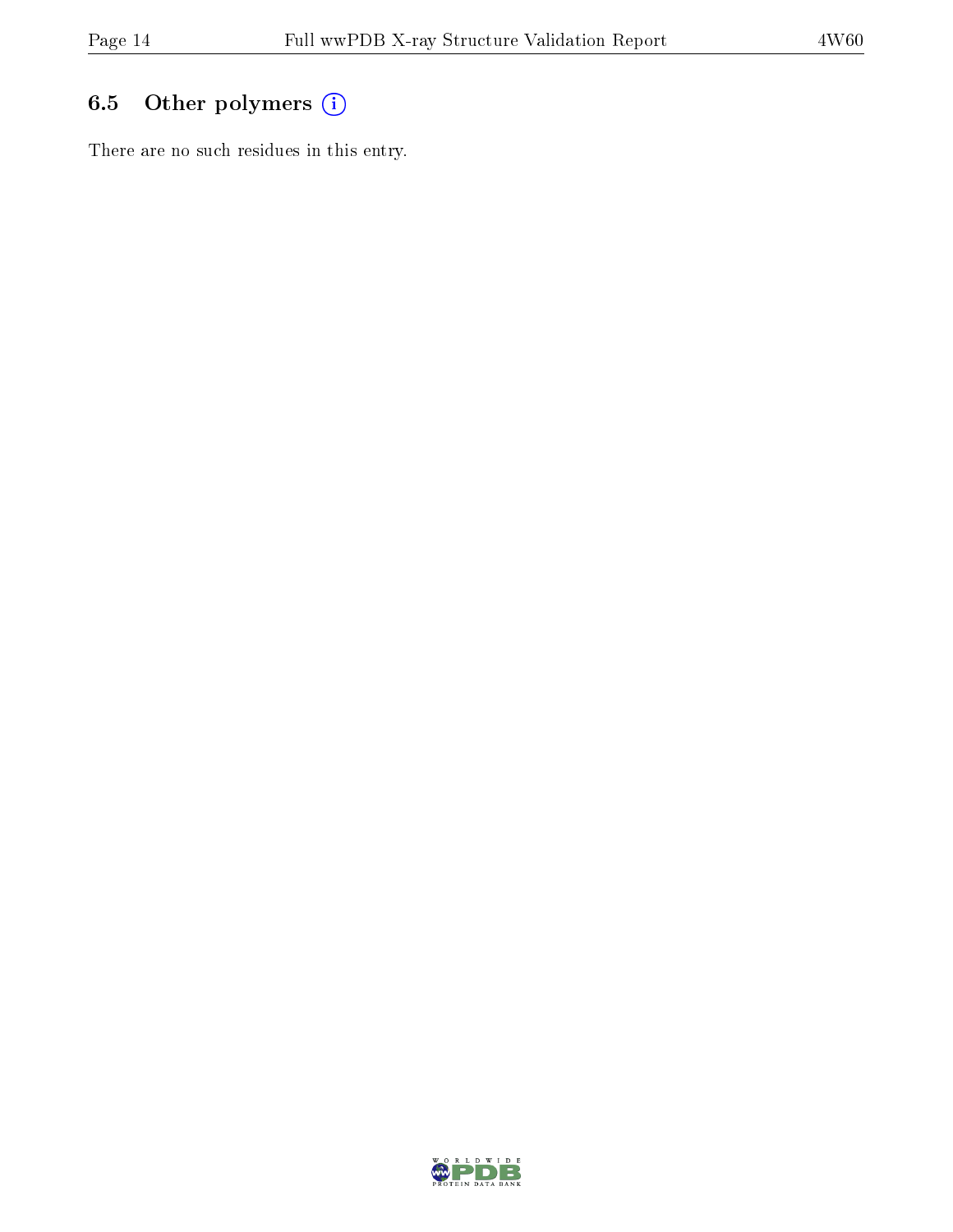### 6.5 Other polymers

There are no such residues in this entry.